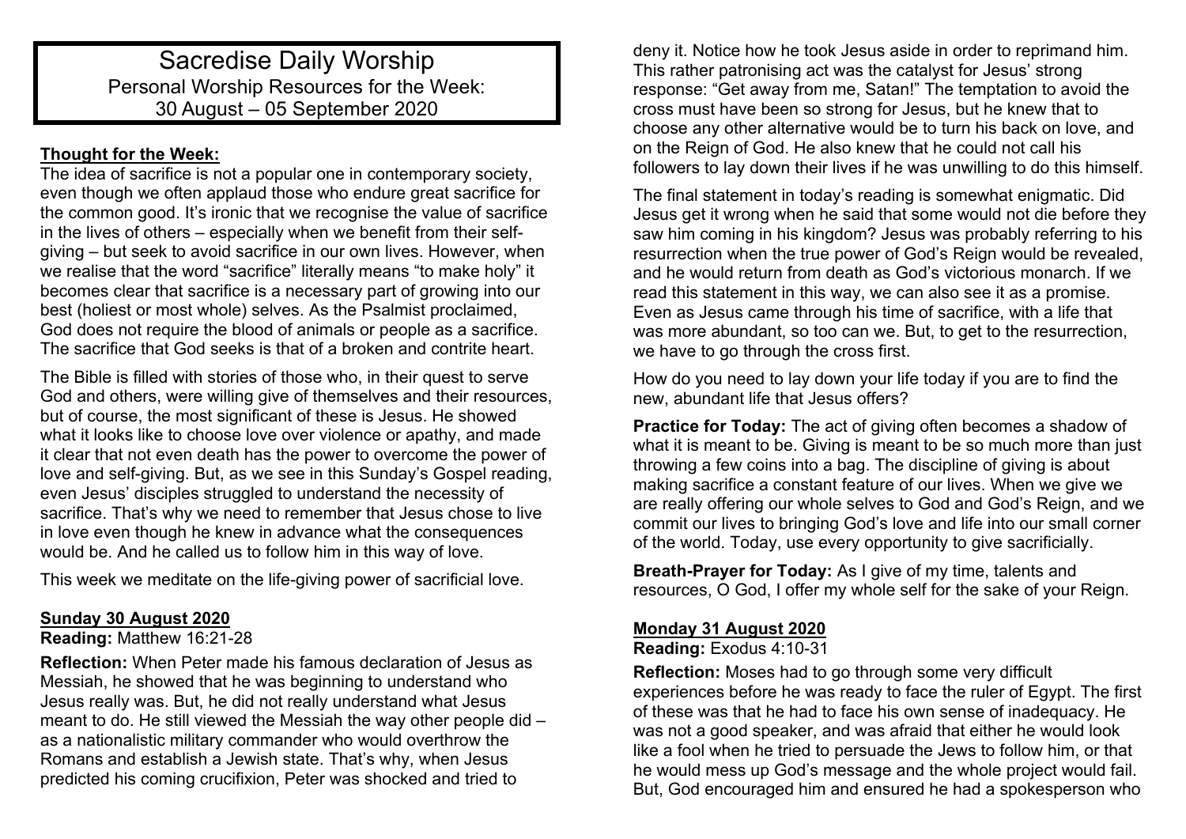# Sacredise Daily Worship

Personal Worship Resources for the Week:
30 August – 05 September 2020

## Thought for the Week:

The idea of sacrifice is not a popular one in contemporary society, even though we often applaud those who endure great sacrifice for the common good. It's ironic that we recognise the value of sacrifice in the lives of others – especially when we benefit from their self-giving – but seek to avoid sacrifice in our own lives. However, when we realise that the word "sacrifice" literally means "to make holy" it becomes clear that sacrifice is a necessary part of growing into our best (holiest or most whole) selves. As the Psalmist proclaimed, God does not require the blood of animals or people as a sacrifice. The sacrifice that God seeks is that of a broken and contrite heart.

The Bible is filled with stories of those who, in their quest to serve God and others, were willing give of themselves and their resources, but of course, the most significant of these is Jesus. He showed what it looks like to choose love over violence or apathy, and made it clear that not even death has the power to overcome the power of love and self-giving. But, as we see in this Sunday's Gospel reading, even Jesus' disciples struggled to understand the necessity of sacrifice. That's why we need to remember that Jesus chose to live in love even though he knew in advance what the consequences would be. And he called us to follow him in this way of love.

This week we meditate on the life-giving power of sacrificial love.

## Sunday 30 August 2020

**Reading:** Matthew 16:21-28

**Reflection:** When Peter made his famous declaration of Jesus as Messiah, he showed that he was beginning to understand who Jesus really was. But, he did not really understand what Jesus meant to do. He still viewed the Messiah the way other people did – as a nationalistic military commander who would overthrow the Romans and establish a Jewish state. That's why, when Jesus predicted his coming crucifixion, Peter was shocked and tried to deny it. Notice how he took Jesus aside in order to reprimand him. This rather patronising act was the catalyst for Jesus' strong response: "Get away from me, Satan!" The temptation to avoid the cross must have been so strong for Jesus, but he knew that to choose any other alternative would be to turn his back on love, and on the Reign of God. He also knew that he could not call his followers to lay down their lives if he was unwilling to do this himself.

The final statement in today's reading is somewhat enigmatic. Did Jesus get it wrong when he said that some would not die before they saw him coming in his kingdom? Jesus was probably referring to his resurrection when the true power of God's Reign would be revealed, and he would return from death as God's victorious monarch. If we read this statement in this way, we can also see it as a promise. Even as Jesus came through his time of sacrifice, with a life that was more abundant, so too can we. But, to get to the resurrection, we have to go through the cross first.

How do you need to lay down your life today if you are to find the new, abundant life that Jesus offers?

**Practice for Today:** The act of giving often becomes a shadow of what it is meant to be. Giving is meant to be so much more than just throwing a few coins into a bag. The discipline of giving is about making sacrifice a constant feature of our lives. When we give we are really offering our whole selves to God and God's Reign, and we commit our lives to bringing God's love and life into our small corner of the world. Today, use every opportunity to give sacrificially.

**Breath-Prayer for Today:** As I give of my time, talents and resources, O God, I offer my whole self for the sake of your Reign.

## Monday 31 August 2020

**Reading:** Exodus 4:10-31

**Reflection:** Moses had to go through some very difficult experiences before he was ready to face the ruler of Egypt. The first of these was that he had to face his own sense of inadequacy. He was not a good speaker, and was afraid that either he would look like a fool when he tried to persuade the Jews to follow him, or that he would mess up God's message and the whole project would fail. But, God encouraged him and ensured he had a spokesperson who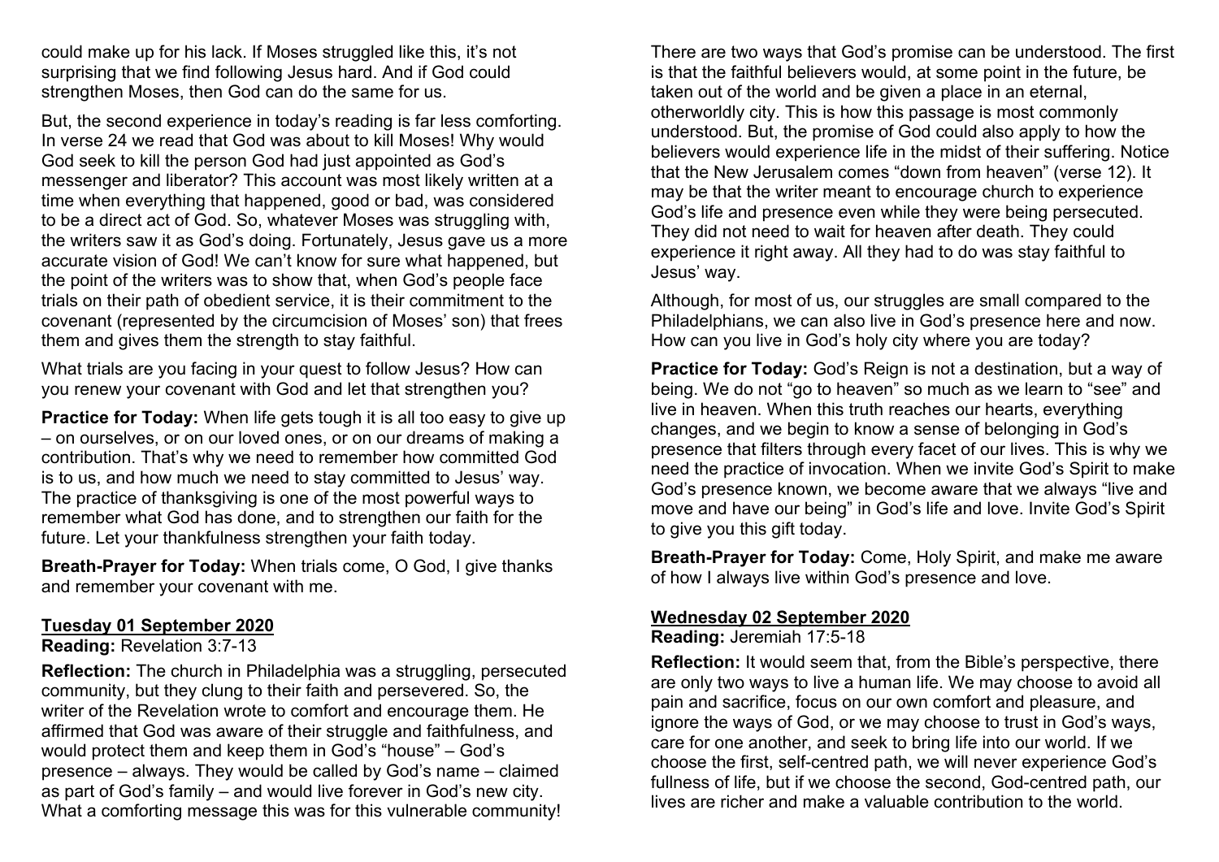could make up for his lack. If Moses struggled like this, it's not surprising that we find following Jesus hard. And if God could strengthen Moses, then God can do the same for us.

But, the second experience in today's reading is far less comforting. In verse 24 we read that God was about to kill Moses! Why would God seek to kill the person God had just appointed as God's messenger and liberator? This account was most likely written at a time when everything that happened, good or bad, was considered to be a direct act of God. So, whatever Moses was struggling with, the writers saw it as God's doing. Fortunately, Jesus gave us a more accurate vision of God! We can't know for sure what happened, but the point of the writers was to show that, when God's people face trials on their path of obedient service, it is their commitment to the covenant (represented by the circumcision of Moses' son) that frees them and gives them the strength to stay faithful.

What trials are you facing in your quest to follow Jesus? How can you renew your covenant with God and let that strengthen you?

**Practice for Today:** When life gets tough it is all too easy to give up – on ourselves, or on our loved ones, or on our dreams of making a contribution. That's why we need to remember how committed God is to us, and how much we need to stay committed to Jesus' way. The practice of thanksgiving is one of the most powerful ways to remember what God has done, and to strengthen our faith for the future. Let your thankfulness strengthen your faith today.

**Breath-Prayer for Today:** When trials come, O God, I give thanks and remember your covenant with me.

## Tuesday 01 September 2020

**Reading:** Revelation 3:7-13

**Reflection:** The church in Philadelphia was a struggling, persecuted community, but they clung to their faith and persevered. So, the writer of the Revelation wrote to comfort and encourage them. He affirmed that God was aware of their struggle and faithfulness, and would protect them and keep them in God's "house" – God's presence – always. They would be called by God's name – claimed as part of God's family – and would live forever in God's new city. What a comforting message this was for this vulnerable community!

There are two ways that God's promise can be understood. The first is that the faithful believers would, at some point in the future, be taken out of the world and be given a place in an eternal, otherworldly city. This is how this passage is most commonly understood. But, the promise of God could also apply to how the believers would experience life in the midst of their suffering. Notice that the New Jerusalem comes "down from heaven" (verse 12). It may be that the writer meant to encourage church to experience God's life and presence even while they were being persecuted. They did not need to wait for heaven after death. They could experience it right away. All they had to do was stay faithful to Jesus' way.

Although, for most of us, our struggles are small compared to the Philadelphians, we can also live in God's presence here and now. How can you live in God's holy city where you are today?

**Practice for Today:** God's Reign is not a destination, but a way of being. We do not "go to heaven" so much as we learn to "see" and live in heaven. When this truth reaches our hearts, everything changes, and we begin to know a sense of belonging in God's presence that filters through every facet of our lives. This is why we need the practice of invocation. When we invite God's Spirit to make God's presence known, we become aware that we always "live and move and have our being" in God's life and love. Invite God's Spirit to give you this gift today.

**Breath-Prayer for Today:** Come, Holy Spirit, and make me aware of how I always live within God's presence and love.

## Wednesday 02 September 2020

**Reading:** Jeremiah 17:5-18

**Reflection:** It would seem that, from the Bible's perspective, there are only two ways to live a human life. We may choose to avoid all pain and sacrifice, focus on our own comfort and pleasure, and ignore the ways of God, or we may choose to trust in God's ways, care for one another, and seek to bring life into our world. If we choose the first, self-centred path, we will never experience God's fullness of life, but if we choose the second, God-centred path, our lives are richer and make a valuable contribution to the world.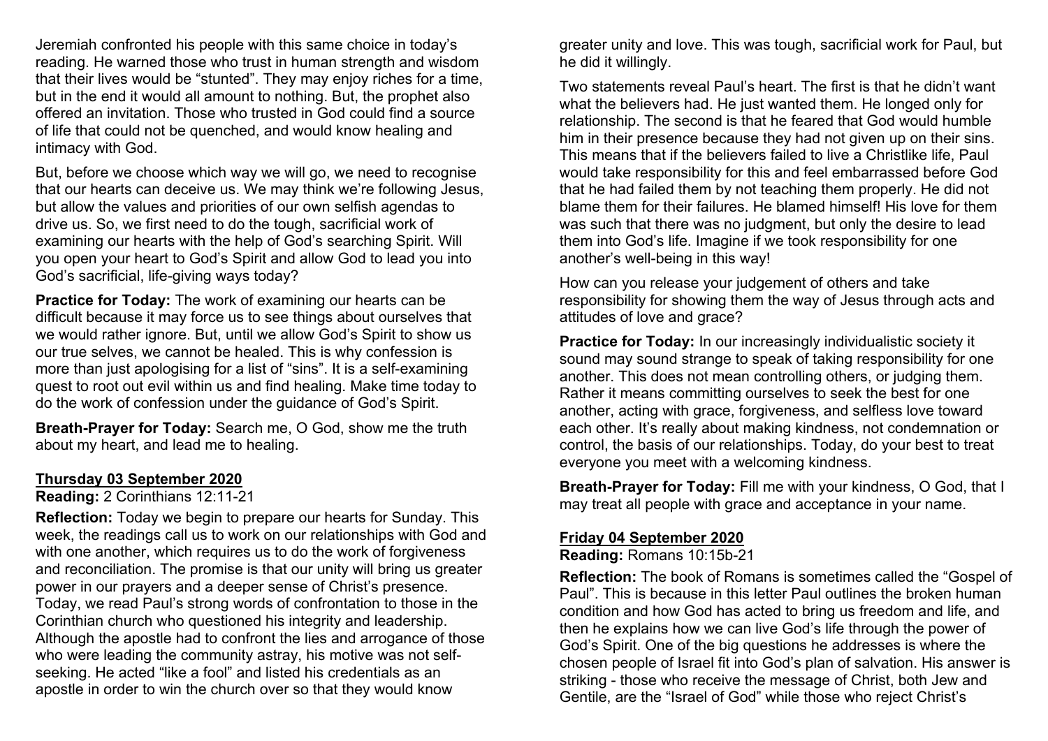Jeremiah confronted his people with this same choice in today's reading. He warned those who trust in human strength and wisdom that their lives would be "stunted". They may enjoy riches for a time, but in the end it would all amount to nothing. But, the prophet also offered an invitation. Those who trusted in God could find a source of life that could not be quenched, and would know healing and intimacy with God.

But, before we choose which way we will go, we need to recognise that our hearts can deceive us. We may think we're following Jesus, but allow the values and priorities of our own selfish agendas to drive us. So, we first need to do the tough, sacrificial work of examining our hearts with the help of God's searching Spirit. Will you open your heart to God's Spirit and allow God to lead you into God's sacrificial, life-giving ways today?

**Practice for Today:** The work of examining our hearts can be difficult because it may force us to see things about ourselves that we would rather ignore. But, until we allow God's Spirit to show us our true selves, we cannot be healed. This is why confession is more than just apologising for a list of "sins". It is a self-examining quest to root out evil within us and find healing. Make time today to do the work of confession under the guidance of God's Spirit.

**Breath-Prayer for Today:** Search me, O God, show me the truth about my heart, and lead me to healing.

## Thursday 03 September 2020

**Reading:** 2 Corinthians 12:11-21

**Reflection:** Today we begin to prepare our hearts for Sunday. This week, the readings call us to work on our relationships with God and with one another, which requires us to do the work of forgiveness and reconciliation. The promise is that our unity will bring us greater power in our prayers and a deeper sense of Christ's presence. Today, we read Paul's strong words of confrontation to those in the Corinthian church who questioned his integrity and leadership. Although the apostle had to confront the lies and arrogance of those who were leading the community astray, his motive was not self-seeking. He acted "like a fool" and listed his credentials as an apostle in order to win the church over so that they would know greater unity and love. This was tough, sacrificial work for Paul, but he did it willingly.

Two statements reveal Paul's heart. The first is that he didn't want what the believers had. He just wanted them. He longed only for relationship. The second is that he feared that God would humble him in their presence because they had not given up on their sins. This means that if the believers failed to live a Christlike life, Paul would take responsibility for this and feel embarrassed before God that he had failed them by not teaching them properly. He did not blame them for their failures. He blamed himself! His love for them was such that there was no judgment, but only the desire to lead them into God's life. Imagine if we took responsibility for one another's well-being in this way!

How can you release your judgement of others and take responsibility for showing them the way of Jesus through acts and attitudes of love and grace?

**Practice for Today:** In our increasingly individualistic society it sound may sound strange to speak of taking responsibility for one another. This does not mean controlling others, or judging them. Rather it means committing ourselves to seek the best for one another, acting with grace, forgiveness, and selfless love toward each other. It's really about making kindness, not condemnation or control, the basis of our relationships. Today, do your best to treat everyone you meet with a welcoming kindness.

**Breath-Prayer for Today:** Fill me with your kindness, O God, that I may treat all people with grace and acceptance in your name.

## Friday 04 September 2020

**Reading:** Romans 10:15b-21

**Reflection:** The book of Romans is sometimes called the "Gospel of Paul". This is because in this letter Paul outlines the broken human condition and how God has acted to bring us freedom and life, and then he explains how we can live God's life through the power of God's Spirit. One of the big questions he addresses is where the chosen people of Israel fit into God's plan of salvation. His answer is striking - those who receive the message of Christ, both Jew and Gentile, are the "Israel of God" while those who reject Christ's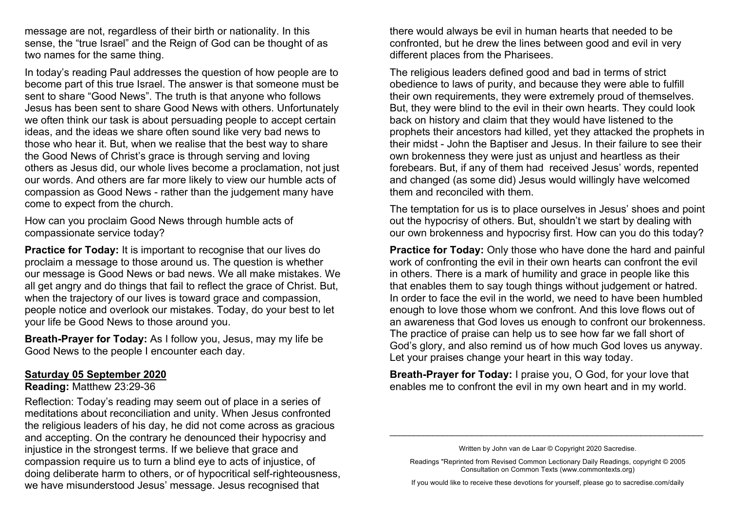message are not, regardless of their birth or nationality. In this sense, the "true Israel" and the Reign of God can be thought of as two names for the same thing.

In today's reading Paul addresses the question of how people are to become part of this true Israel. The answer is that someone must be sent to share "Good News". The truth is that anyone who follows Jesus has been sent to share Good News with others. Unfortunately we often think our task is about persuading people to accept certain ideas, and the ideas we share often sound like very bad news to those who hear it. But, when we realise that the best way to share the Good News of Christ's grace is through serving and loving others as Jesus did, our whole lives become a proclamation, not just our words. And others are far more likely to view our humble acts of compassion as Good News - rather than the judgement many have come to expect from the church.

How can you proclaim Good News through humble acts of compassionate service today?

**Practice for Today:** It is important to recognise that our lives do proclaim a message to those around us. The question is whether our message is Good News or bad news. We all make mistakes. We all get angry and do things that fail to reflect the grace of Christ. But, when the trajectory of our lives is toward grace and compassion, people notice and overlook our mistakes. Today, do your best to let your life be Good News to those around you.

**Breath-Prayer for Today:** As I follow you, Jesus, may my life be Good News to the people I encounter each day.

## Saturday 05 September 2020

**Reading:** Matthew 23:29-36

Reflection: Today's reading may seem out of place in a series of meditations about reconciliation and unity. When Jesus confronted the religious leaders of his day, he did not come across as gracious and accepting. On the contrary he denounced their hypocrisy and injustice in the strongest terms. If we believe that grace and compassion require us to turn a blind eye to acts of injustice, of doing deliberate harm to others, or of hypocritical self-righteousness, we have misunderstood Jesus' message. Jesus recognised that there would always be evil in human hearts that needed to be confronted, but he drew the lines between good and evil in very different places from the Pharisees.

The religious leaders defined good and bad in terms of strict obedience to laws of purity, and because they were able to fulfill their own requirements, they were extremely proud of themselves. But, they were blind to the evil in their own hearts. They could look back on history and claim that they would have listened to the prophets their ancestors had killed, yet they attacked the prophets in their midst - John the Baptiser and Jesus. In their failure to see their own brokenness they were just as unjust and heartless as their forebears. But, if any of them had received Jesus' words, repented and changed (as some did) Jesus would willingly have welcomed them and reconciled with them.

The temptation for us is to place ourselves in Jesus' shoes and point out the hypocrisy of others. But, shouldn't we start by dealing with our own brokenness and hypocrisy first. How can you do this today?

**Practice for Today:** Only those who have done the hard and painful work of confronting the evil in their own hearts can confront the evil in others. There is a mark of humility and grace in people like this that enables them to say tough things without judgement or hatred. In order to face the evil in the world, we need to have been humbled enough to love those whom we confront. And this love flows out of an awareness that God loves us enough to confront our brokenness. The practice of praise can help us to see how far we fall short of God's glory, and also remind us of how much God loves us anyway. Let your praises change your heart in this way today.

**Breath-Prayer for Today:** I praise you, O God, for your love that enables me to confront the evil in my own heart and in my world.

---

Written by John van de Laar © Copyright 2020 Sacredise.

Readings "Reprinted from Revised Common Lectionary Daily Readings, copyright © 2005 Consultation on Common Texts (www.commontexts.org)

If you would like to receive these devotions for yourself, please go to sacredise.com/daily